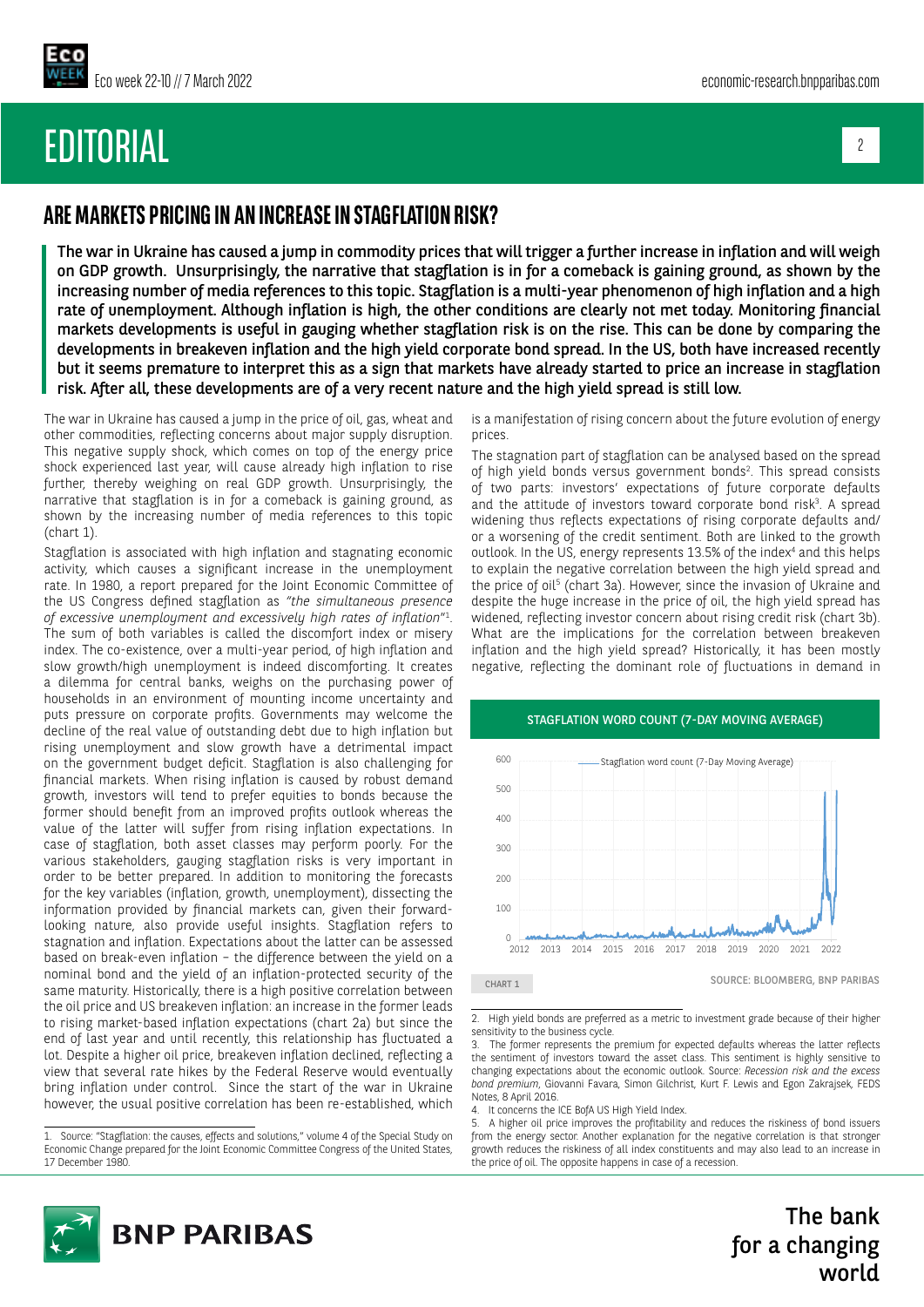# EDITORIAL

## ARE MARKETS PRICING IN AN INCREASE IN STAGFLATION RISK?

**The war in Ukraine has caused a jump in commodity prices that will trigger a further increase in inflation and will weigh on GDP growth. Unsurprisingly, the narrative that stagflation is in for a comeback is gaining ground, as shown by the increasing number of media references to this topic. Stagflation is a multi-year phenomenon of high inflation and a high rate of unemployment. Although inflation is high, the other conditions are clearly not met today. Monitoring financial markets developments is useful in gauging whether stagflation risk is on the rise. This can be done by comparing the developments in breakeven inflation and the high yield corporate bond spread. In the US, both have increased recently but it seems premature to interpret this as a sign that markets have already started to price an increase in stagflation risk. After all, these developments are of a very recent nature and the high yield spread is still low.**

The war in Ukraine has caused a jump in the price of oil, gas, wheat and other commodities, reflecting concerns about major supply disruption. This negative supply shock, which comes on top of the energy price shock experienced last year, will cause already high inflation to rise further, thereby weighing on real GDP growth. Unsurprisingly, the narrative that stagflation is in for a comeback is gaining ground, as shown by the increasing number of media references to this topic (chart 1).

Stagflation is associated with high inflation and stagnating economic activity, which causes a significant increase in the unemployment rate. In 1980, a report prepared for the Joint Economic Committee of the US Congress defined stagflation as *"the simultaneous presence of excessive unemployment and excessively high rates of inflation"*[1]. The sum of both variables is called the discomfort index or misery index. The co-existence, over a multi-year period, of high inflation and slow growth/high unemployment is indeed discomforting. It creates a dilemma for central banks, weighs on the purchasing power of households in an environment of mounting income uncertainty and puts pressure on corporate profits. Governments may welcome the decline of the real value of outstanding debt due to high inflation but rising unemployment and slow growth have a detrimental impact on the government budget deficit. Stagflation is also challenging for financial markets. When rising inflation is caused by robust demand growth, investors will tend to prefer equities to bonds because the former should benefit from an improved profits outlook whereas the value of the latter will suffer from rising inflation expectations. In case of stagflation, both asset classes may perform poorly. For the various stakeholders, gauging stagflation risks is very important in order to be better prepared. In addition to monitoring the forecasts for the key variables (inflation, growth, unemployment), dissecting the information provided by financial markets can, given their forward-looking nature, also provide useful insights. Stagflation refers to stagnation and inflation. Expectations about the latter can be assessed based on break-even inflation – the difference between the yield on a nominal bond and the yield of an inflation-protected security of the same maturity. Historically, there is a high positive correlation between the oil price and US breakeven inflation: an increase in the former leads to rising market-based inflation expectations (chart 2a) but since the end of last year and until recently, this relationship has fluctuated a lot. Despite a higher oil price, breakeven inflation declined, reflecting a view that several rate hikes by the Federal Reserve would eventually bring inflation under control. Since the start of the war in Ukraine however, the usual positive correlation has been re-established, which is a manifestation of rising concern about the future evolution of energy prices.

The stagnation part of stagflation can be analysed based on the spread of high yield bonds versus government bonds[2]. This spread consists of two parts: investors' expectations of future corporate defaults and the attitude of investors toward corporate bond risk[3]. A spread widening thus reflects expectations of rising corporate defaults and/or a worsening of the credit sentiment. Both are linked to the growth outlook. In the US, energy represents 13.5% of the index[4] and this helps to explain the negative correlation between the high yield spread and the price of oil[5] (chart 3a). However, since the invasion of Ukraine and despite the huge increase in the price of oil, the high yield spread has widened, reflecting investor concern about rising credit risk (chart 3b). What are the implications for the correlation between breakeven inflation and the high yield spread? Historically, it has been mostly negative, reflecting the dominant role of fluctuations in demand in

**STAGFLATION WORD COUNT (7-DAY MOVING AVERAGE)**

CHART 1 — SOURCE: BLOOMBERG, BNP PARIBAS

1. Source: "Stagflation: the causes, effects and solutions," volume 4 of the Special Study on Economic Change prepared for the Joint Economic Committee Congress of the United States, 17 December 1980.

2. High yield bonds are preferred as a metric to investment grade because of their higher sensitivity to the business cycle.

3. The former represents the premium for expected defaults whereas the latter reflects the sentiment of investors toward the asset class. This sentiment is highly sensitive to changing expectations about the economic outlook. Source: *Recession risk and the excess bond premium*, Giovanni Favara, Simon Gilchrist, Kurt F. Lewis and Egon Zakrajsek, FEDS Notes, 8 April 2016.

4. It concerns the ICE BofA US High Yield Index.

5. A higher oil price improves the profitability and reduces the riskiness of bond issuers from the energy sector. Another explanation for the negative correlation is that stronger growth reduces the riskiness of all index constituents and may also lead to an increase in the price of oil. The opposite happens in case of a recession.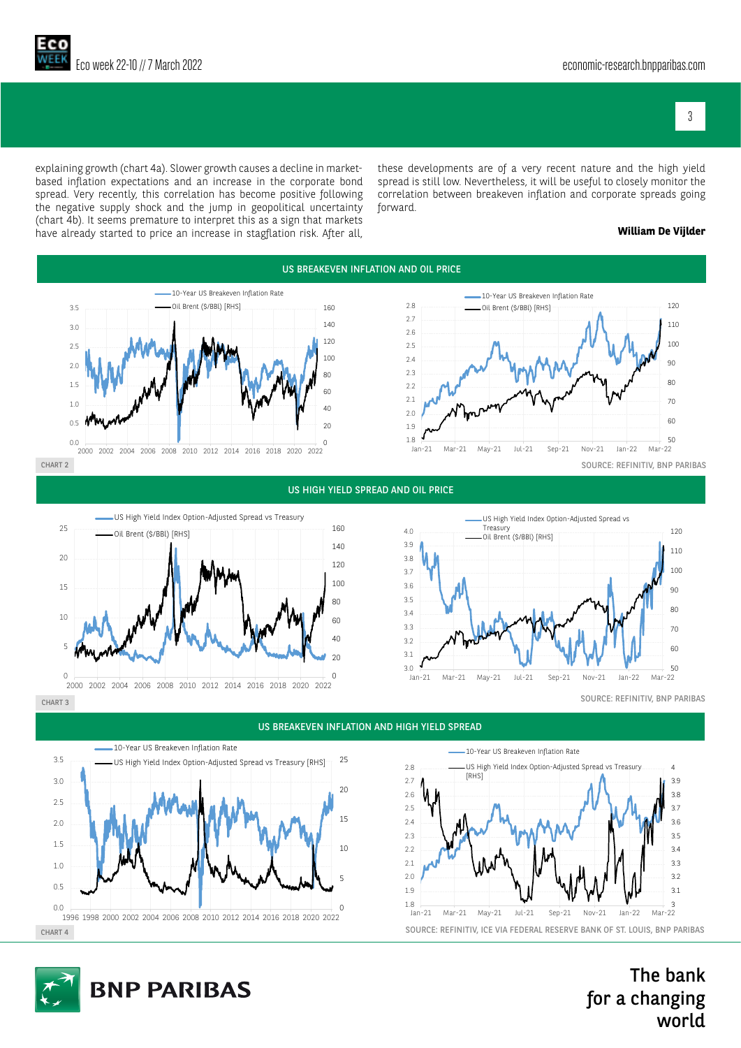explaining growth (chart 4a). Slower growth causes a decline in market-based inflation expectations and an increase in the corporate bond spread. Very recently, this correlation has become positive following the negative supply shock and the jump in geopolitical uncertainty (chart 4b). It seems premature to interpret this as a sign that markets have already started to price an increase in stagflation risk. After all, these developments are of a very recent nature and the high yield spread is still low. Nevertheless, it will be useful to closely monitor the correlation between breakeven inflation and corporate spreads going forward.

**William De Vijlder**

## US BREAKEVEN INFLATION AND OIL PRICE

10-Year US Breakeven Inflation Rate
Oil Brent ($/BBL) [RHS]

3.5 3.0 2.5 2.0 1.5 1.0 0.5 0.0
160 140 120 100 80 60 40 20 0
2000 2002 2004 2006 2008 2010 2012 2014 2016 2018 2020 2022

10-Year US Breakeven Inflation Rate
Oil Brent ($/BBL) [RHS]

2.8 2.7 2.6 2.5 2.4 2.3 2.2 2.1 2.0 1.9 1.8
120 110 100 90 80 70 60 50
Jan-21 Mar-21 May-21 Jul-21 Sep-21 Nov-21 Jan-22 Mar-22

CHART 2

SOURCE: REFINITIV, BNP PARIBAS

## US HIGH YIELD SPREAD AND OIL PRICE

US High Yield Index Option-Adjusted Spread vs Treasury
Oil Brent ($/BBL) [RHS]

25 20 15 10 5 0
160 140 120 100 80 60 40 20 0
2000 2002 2004 2006 2008 2010 2012 2014 2016 2018 2020 2022

US High Yield Index Option-Adjusted Spread vs Treasury
Oil Brent ($/BBL) [RHS]

4.0 3.9 3.8 3.7 3.6 3.5 3.4 3.3 3.2 3.1 3.0
120 110 100 90 80 70 60 50
Jan-21 Mar-21 May-21 Jul-21 Sep-21 Nov-21 Jan-22 Mar-22

CHART 3

SOURCE: REFINITIV, BNP PARIBAS

## US BREAKEVEN INFLATION AND HIGH YIELD SPREAD

10-Year US Breakeven Inflation Rate
US High Yield Index Option-Adjusted Spread vs Treasury [RHS]

3.5 3.0 2.5 2.0 1.5 1.0 0.5 0.0
25 20 15 10 5 0
1996 1998 2000 2002 2004 2006 2008 2010 2012 2014 2016 2018 2020 2022

10-Year US Breakeven Inflation Rate
US High Yield Index Option-Adjusted Spread vs Treasury [RHS]

2.8 2.7 2.6 2.5 2.4 2.3 2.2 2.1 2.0 1.9 1.8
4 3.9 3.8 3.7 3.6 3.5 3.4 3.3 3.2 3.1 3
Jan-21 Mar-21 May-21 Jul-21 Sep-21 Nov-21 Jan-22 Mar-22

CHART 4

SOURCE: REFINITIV, ICE VIA FEDERAL RESERVE BANK OF ST. LOUIS, BNP PARIBAS